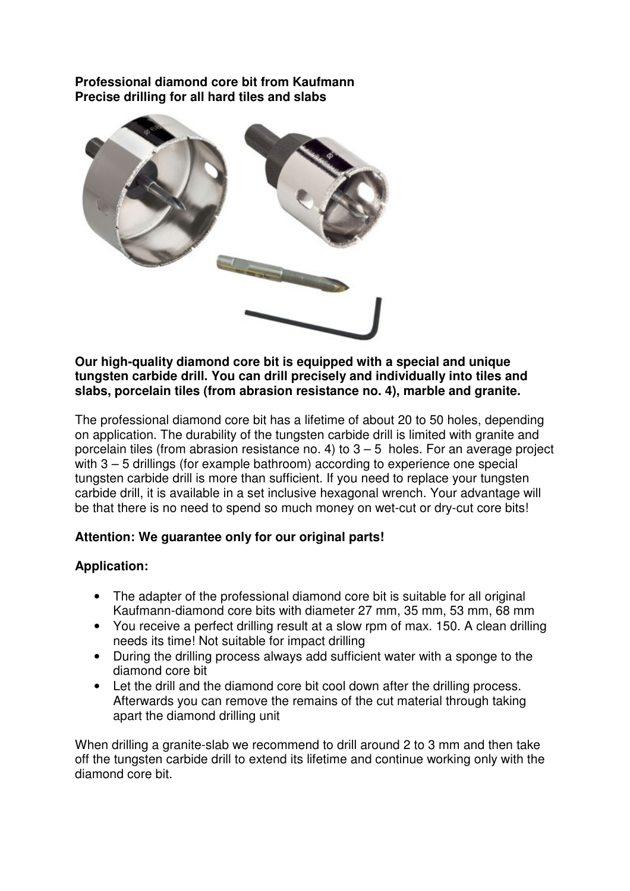**Professional diamond core bit from Kaufmann**
**Precise drilling for all hard tiles and slabs**

**Our high-quality diamond core bit is equipped with a special and unique tungsten carbide drill. You can drill precisely and individually into tiles and slabs, porcelain tiles (from abrasion resistance no. 4), marble and granite.**

The professional diamond core bit has a lifetime of about 20 to 50 holes, depending on application. The durability of the tungsten carbide drill is limited with granite and porcelain tiles (from abrasion resistance no. 4) to 3 – 5 holes. For an average project with 3 – 5 drillings (for example bathroom) according to experience one special tungsten carbide drill is more than sufficient. If you need to replace your tungsten carbide drill, it is available in a set inclusive hexagonal wrench. Your advantage will be that there is no need to spend so much money on wet-cut or dry-cut core bits!

**Attention: We guarantee only for our original parts!**

**Application:**

- The adapter of the professional diamond core bit is suitable for all original Kaufmann-diamond core bits with diameter 27 mm, 35 mm, 53 mm, 68 mm
- You receive a perfect drilling result at a slow rpm of max. 150. A clean drilling needs its time! Not suitable for impact drilling
- During the drilling process always add sufficient water with a sponge to the diamond core bit
- Let the drill and the diamond core bit cool down after the drilling process. Afterwards you can remove the remains of the cut material through taking apart the diamond drilling unit

When drilling a granite-slab we recommend to drill around 2 to 3 mm and then take off the tungsten carbide drill to extend its lifetime and continue working only with the diamond core bit.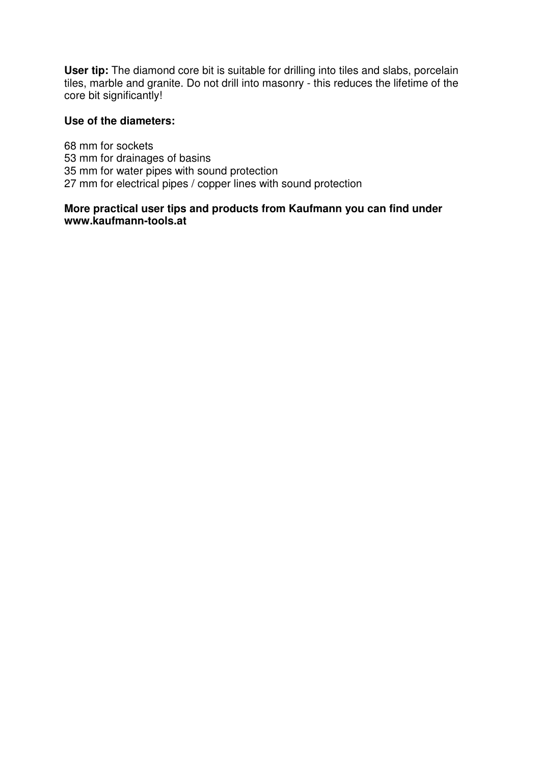**User tip:** The diamond core bit is suitable for drilling into tiles and slabs, porcelain tiles, marble and granite. Do not drill into masonry - this reduces the lifetime of the core bit significantly!

**Use of the diameters:**

68 mm for sockets
53 mm for drainages of basins
35 mm for water pipes with sound protection
27 mm for electrical pipes / copper lines with sound protection

**More practical user tips and products from Kaufmann you can find under www.kaufmann-tools.at**